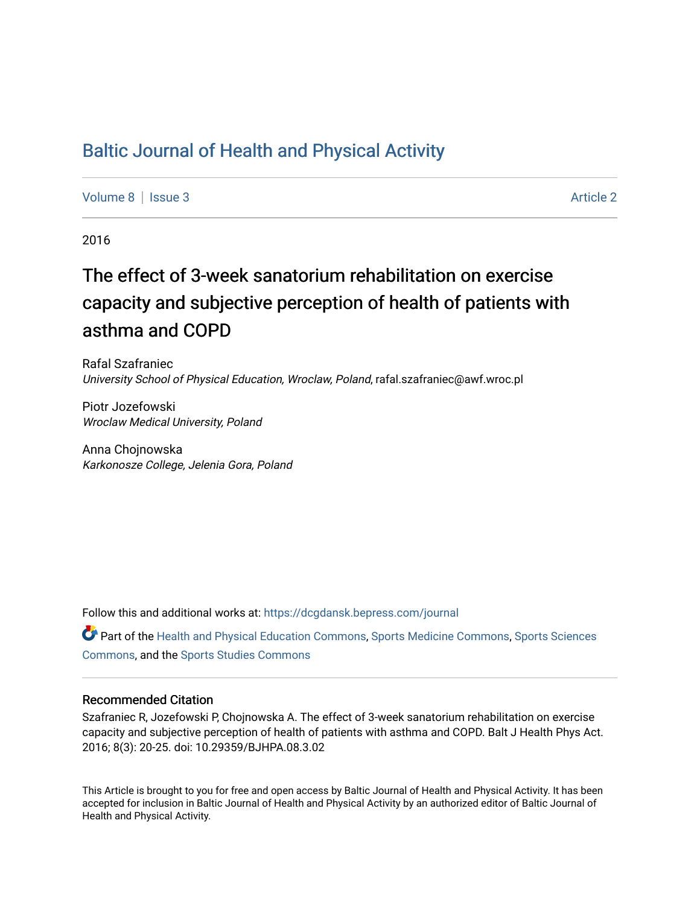# Baltic Journal of Health and Physical Activity

Volume 8 | Issue 3 Article 2

2016

## The effect of 3-week sanatorium rehabilitation on exercise capacity and subjective perception of health of patients with asthma and COPD

Rafal Szafraniec
*University School of Physical Education, Wroclaw, Poland*, rafal.szafraniec@awf.wroc.pl

Piotr Jozefowski
*Wroclaw Medical University, Poland*

Anna Chojnowska
*Karkonosze College, Jelenia Gora, Poland*

Follow this and additional works at: https://dcgdansk.bepress.com/journal

Part of the Health and Physical Education Commons, Sports Medicine Commons, Sports Sciences Commons, and the Sports Studies Commons

### Recommended Citation

Szafraniec R, Jozefowski P, Chojnowska A. The effect of 3-week sanatorium rehabilitation on exercise capacity and subjective perception of health of patients with asthma and COPD. Balt J Health Phys Act. 2016; 8(3): 20-25. doi: 10.29359/BJHPA.08.3.02

This Article is brought to you for free and open access by Baltic Journal of Health and Physical Activity. It has been accepted for inclusion in Baltic Journal of Health and Physical Activity by an authorized editor of Baltic Journal of Health and Physical Activity.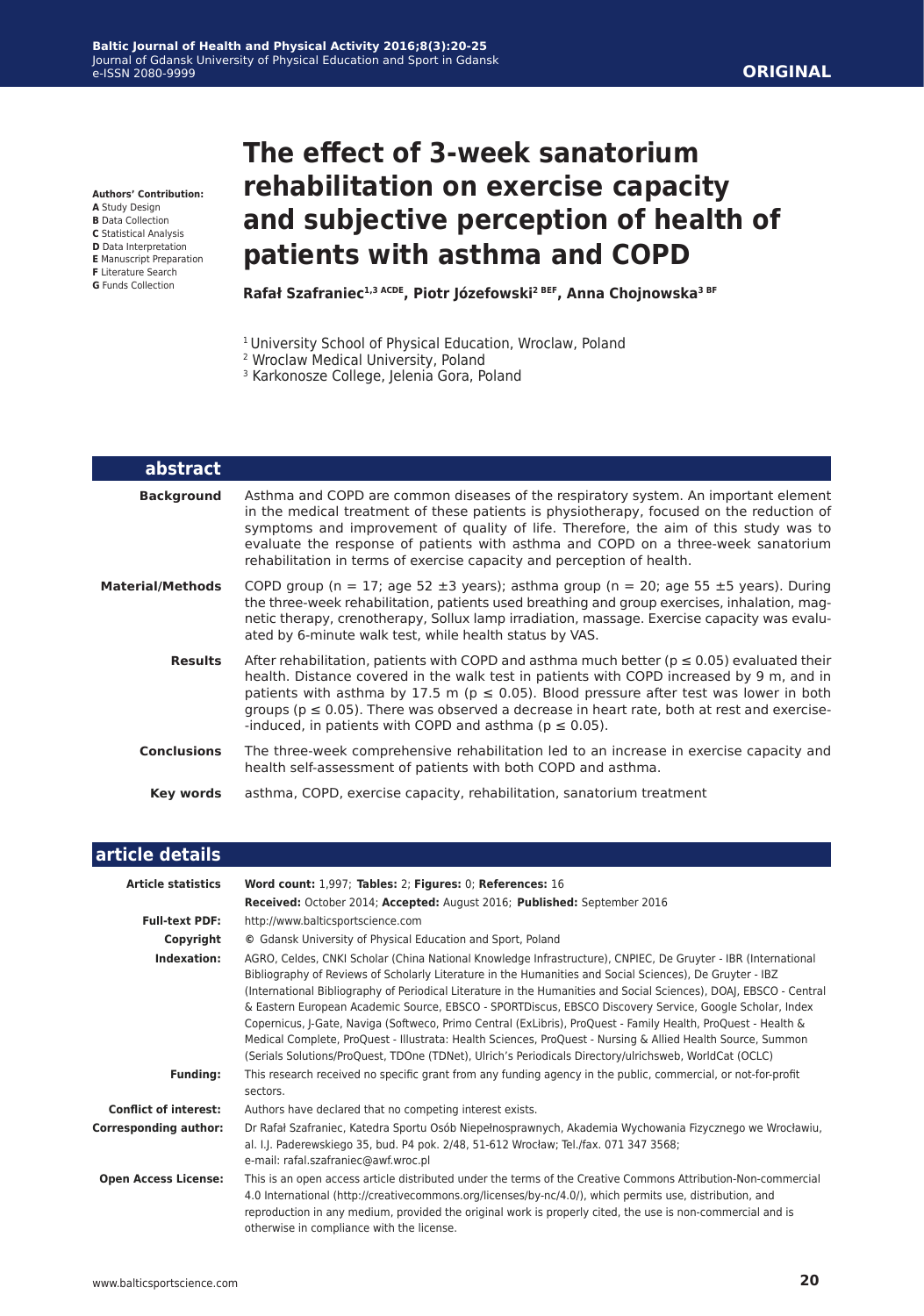**Authors' Contribution:**
**A** Study Design
**B** Data Collection
**C** Statistical Analysis
**D** Data Interpretation
**E** Manuscript Preparation
**F** Literature Search
**G** Funds Collection

ORIGINAL

# The effect of 3-week sanatorium rehabilitation on exercise capacity and subjective perception of health of patients with asthma and COPD

**Rafał Szafraniec[1,3 ACDE], Piotr Józefowski[2 BEF], Anna Chojnowska[3 BF]**

[1] University School of Physical Education, Wroclaw, Poland
[2] Wroclaw Medical University, Poland
[3] Karkonosze College, Jelenia Gora, Poland

## abstract

| | |
|---|---|
| **Background** | Asthma and COPD are common diseases of the respiratory system. An important element in the medical treatment of these patients is physiotherapy, focused on the reduction of symptoms and improvement of quality of life. Therefore, the aim of this study was to evaluate the response of patients with asthma and COPD on a three-week sanatorium rehabilitation in terms of exercise capacity and perception of health. |
| **Material/Methods** | COPD group (n = 17; age 52 ±3 years); asthma group (n = 20; age 55 ±5 years). During the three-week rehabilitation, patients used breathing and group exercises, inhalation, magnetic therapy, crenotherapy, Sollux lamp irradiation, massage. Exercise capacity was evaluated by 6-minute walk test, while health status by VAS. |
| **Results** | After rehabilitation, patients with COPD and asthma much better ($p \leq 0.05$) evaluated their health. Distance covered in the walk test in patients with COPD increased by 9 m, and in patients with asthma by 17.5 m ($p \leq 0.05$). Blood pressure after test was lower in both groups ($p \leq 0.05$). There was observed a decrease in heart rate, both at rest and exercise-induced, in patients with COPD and asthma ($p \leq 0.05$). |
| **Conclusions** | The three-week comprehensive rehabilitation led to an increase in exercise capacity and health self-assessment of patients with both COPD and asthma. |
| **Key words** | asthma, COPD, exercise capacity, rehabilitation, sanatorium treatment |

## article details

| | |
|---|---|
| **Article statistics** | **Word count:** 1,997; **Tables:** 2; **Figures:** 0; **References:** 16 |
| | **Received:** October 2014; **Accepted:** August 2016; **Published:** September 2016 |
| **Full-text PDF:** | http://www.balticsportscience.com |
| **Copyright** | © Gdansk University of Physical Education and Sport, Poland |
| **Indexation:** | AGRO, Celdes, CNKI Scholar (China National Knowledge Infrastructure), CNPIEC, De Gruyter - IBR (International Bibliography of Reviews of Scholarly Literature in the Humanities and Social Sciences), De Gruyter - IBZ (International Bibliography of Periodical Literature in the Humanities and Social Sciences), DOAJ, EBSCO - Central & Eastern European Academic Source, EBSCO - SPORTDiscus, EBSCO Discovery Service, Google Scholar, Index Copernicus, J-Gate, Naviga (Softweco, Primo Central (ExLibris), ProQuest - Family Health, ProQuest - Health & Medical Complete, ProQuest - Illustrata: Health Sciences, ProQuest - Nursing & Allied Health Source, Summon (Serials Solutions/ProQuest, TDOne (TDNet), Ulrich's Periodicals Directory/ulrichsweb, WorldCat (OCLC) |
| **Funding:** | This research received no specific grant from any funding agency in the public, commercial, or not-for-profit sectors. |
| **Conflict of interest:** | Authors have declared that no competing interest exists. |
| **Corresponding author:** | Dr Rafał Szafraniec, Katedra Sportu Osób Niepełnosprawnych, Akademia Wychowania Fizycznego we Wrocławiu, al. I.J. Paderewskiego 35, bud. P4 pok. 2/48, 51-612 Wrocław; Tel./fax. 071 347 3568; e-mail: rafal.szafraniec@awf.wroc.pl |
| **Open Access License:** | This is an open access article distributed under the terms of the Creative Commons Attribution-Non-commercial 4.0 International (http://creativecommons.org/licenses/by-nc/4.0/), which permits use, distribution, and reproduction in any medium, provided the original work is properly cited, the use is non-commercial and is otherwise in compliance with the license. |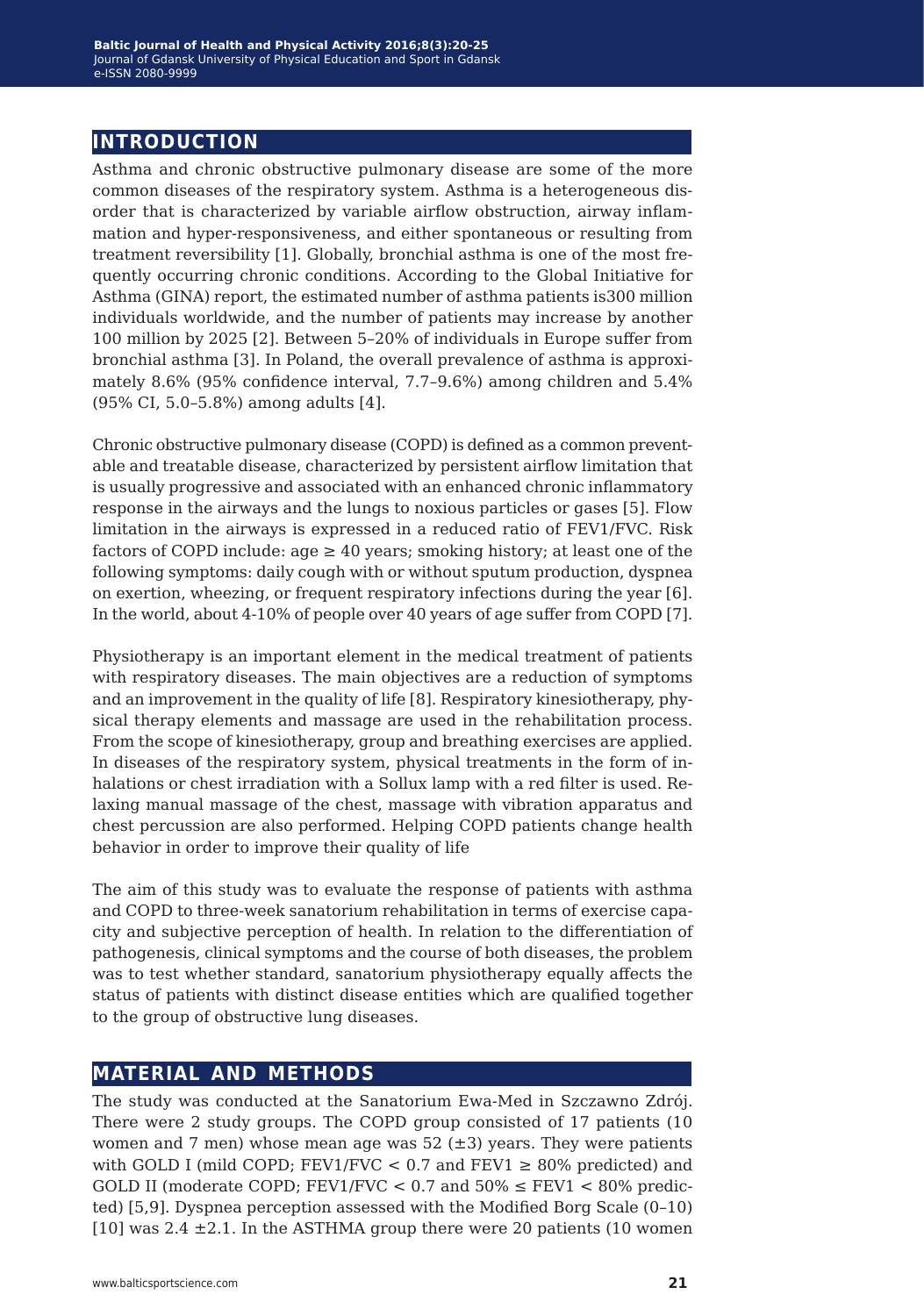## INTRODUCTION

Asthma and chronic obstructive pulmonary disease are some of the more common diseases of the respiratory system. Asthma is a heterogeneous disorder that is characterized by variable airflow obstruction, airway inflammation and hyper-responsiveness, and either spontaneous or resulting from treatment reversibility [1]. Globally, bronchial asthma is one of the most frequently occurring chronic conditions. According to the Global Initiative for Asthma (GINA) report, the estimated number of asthma patients is300 million individuals worldwide, and the number of patients may increase by another 100 million by 2025 [2]. Between 5–20% of individuals in Europe suffer from bronchial asthma [3]. In Poland, the overall prevalence of asthma is approximately 8.6% (95% confidence interval, 7.7–9.6%) among children and 5.4% (95% CI, 5.0–5.8%) among adults [4].

Chronic obstructive pulmonary disease (COPD) is defined as a common preventable and treatable disease, characterized by persistent airflow limitation that is usually progressive and associated with an enhanced chronic inflammatory response in the airways and the lungs to noxious particles or gases [5]. Flow limitation in the airways is expressed in a reduced ratio of FEV1/FVC. Risk factors of COPD include: age ≥ 40 years; smoking history; at least one of the following symptoms: daily cough with or without sputum production, dyspnea on exertion, wheezing, or frequent respiratory infections during the year [6]. In the world, about 4-10% of people over 40 years of age suffer from COPD [7].

Physiotherapy is an important element in the medical treatment of patients with respiratory diseases. The main objectives are a reduction of symptoms and an improvement in the quality of life [8]. Respiratory kinesiotherapy, physical therapy elements and massage are used in the rehabilitation process. From the scope of kinesiotherapy, group and breathing exercises are applied. In diseases of the respiratory system, physical treatments in the form of inhalations or chest irradiation with a Sollux lamp with a red filter is used. Relaxing manual massage of the chest, massage with vibration apparatus and chest percussion are also performed. Helping COPD patients change health behavior in order to improve their quality of life

The aim of this study was to evaluate the response of patients with asthma and COPD to three-week sanatorium rehabilitation in terms of exercise capacity and subjective perception of health. In relation to the differentiation of pathogenesis, clinical symptoms and the course of both diseases, the problem was to test whether standard, sanatorium physiotherapy equally affects the status of patients with distinct disease entities which are qualified together to the group of obstructive lung diseases.

## MATERIAL AND METHODS

The study was conducted at the Sanatorium Ewa-Med in Szczawno Zdrój. There were 2 study groups. The COPD group consisted of 17 patients (10 women and 7 men) whose mean age was 52 (±3) years. They were patients with GOLD I (mild COPD; FEV1/FVC < 0.7 and FEV1 ≥ 80% predicted) and GOLD II (moderate COPD; FEV1/FVC < 0.7 and 50% ≤ FEV1 < 80% predicted) [5,9]. Dyspnea perception assessed with the Modified Borg Scale (0–10) [10] was 2.4 ±2.1. In the ASTHMA group there were 20 patients (10 women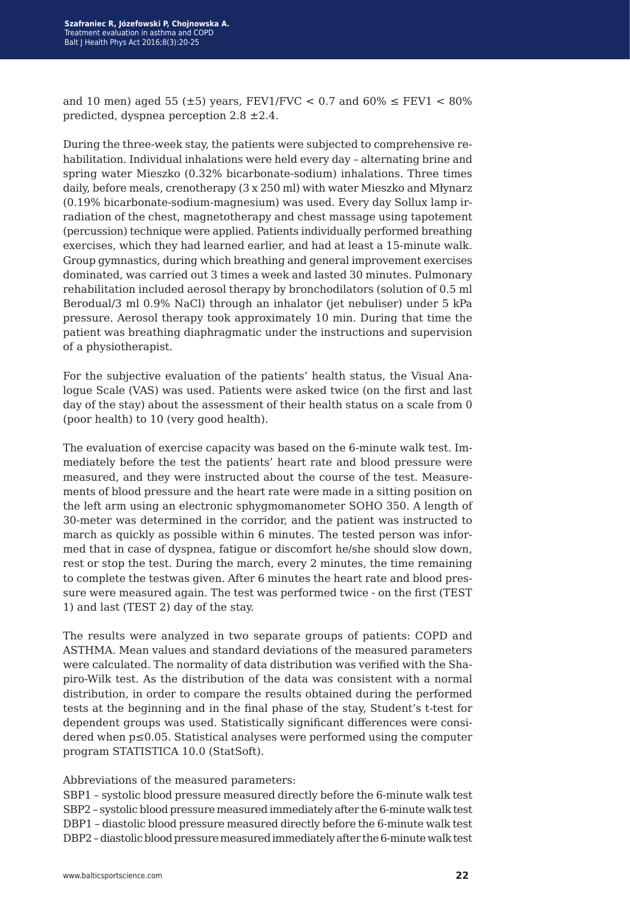and 10 men) aged 55 (±5) years, FEV1/FVC < 0.7 and 60% ≤ FEV1 < 80% predicted, dyspnea perception 2.8 ±2.4.

During the three-week stay, the patients were subjected to comprehensive rehabilitation. Individual inhalations were held every day – alternating brine and spring water Mieszko (0.32% bicarbonate-sodium) inhalations. Three times daily, before meals, crenotherapy (3 x 250 ml) with water Mieszko and Młynarz (0.19% bicarbonate-sodium-magnesium) was used. Every day Sollux lamp irradiation of the chest, magnetotherapy and chest massage using tapotement (percussion) technique were applied. Patients individually performed breathing exercises, which they had learned earlier, and had at least a 15-minute walk. Group gymnastics, during which breathing and general improvement exercises dominated, was carried out 3 times a week and lasted 30 minutes. Pulmonary rehabilitation included aerosol therapy by bronchodilators (solution of 0.5 ml Berodual/3 ml 0.9% NaCl) through an inhalator (jet nebuliser) under 5 kPa pressure. Aerosol therapy took approximately 10 min. During that time the patient was breathing diaphragmatic under the instructions and supervision of a physiotherapist.

For the subjective evaluation of the patients' health status, the Visual Analogue Scale (VAS) was used. Patients were asked twice (on the first and last day of the stay) about the assessment of their health status on a scale from 0 (poor health) to 10 (very good health).

The evaluation of exercise capacity was based on the 6-minute walk test. Immediately before the test the patients' heart rate and blood pressure were measured, and they were instructed about the course of the test. Measurements of blood pressure and the heart rate were made in a sitting position on the left arm using an electronic sphygmomanometer SOHO 350. A length of 30-meter was determined in the corridor, and the patient was instructed to march as quickly as possible within 6 minutes. The tested person was informed that in case of dyspnea, fatigue or discomfort he/she should slow down, rest or stop the test. During the march, every 2 minutes, the time remaining to complete the testwas given. After 6 minutes the heart rate and blood pressure were measured again. The test was performed twice - on the first (TEST 1) and last (TEST 2) day of the stay.

The results were analyzed in two separate groups of patients: COPD and ASTHMA. Mean values and standard deviations of the measured parameters were calculated. The normality of data distribution was verified with the Shapiro-Wilk test. As the distribution of the data was consistent with a normal distribution, in order to compare the results obtained during the performed tests at the beginning and in the final phase of the stay, Student's t-test for dependent groups was used. Statistically significant differences were considered when $p \leq 0.05$. Statistical analyses were performed using the computer program STATISTICA 10.0 (StatSoft).

Abbreviations of the measured parameters:
SBP1 – systolic blood pressure measured directly before the 6-minute walk test
SBP2 – systolic blood pressure measured immediately after the 6-minute walk test
DBP1 – diastolic blood pressure measured directly before the 6-minute walk test
DBP2 – diastolic blood pressure measured immediately after the 6-minute walk test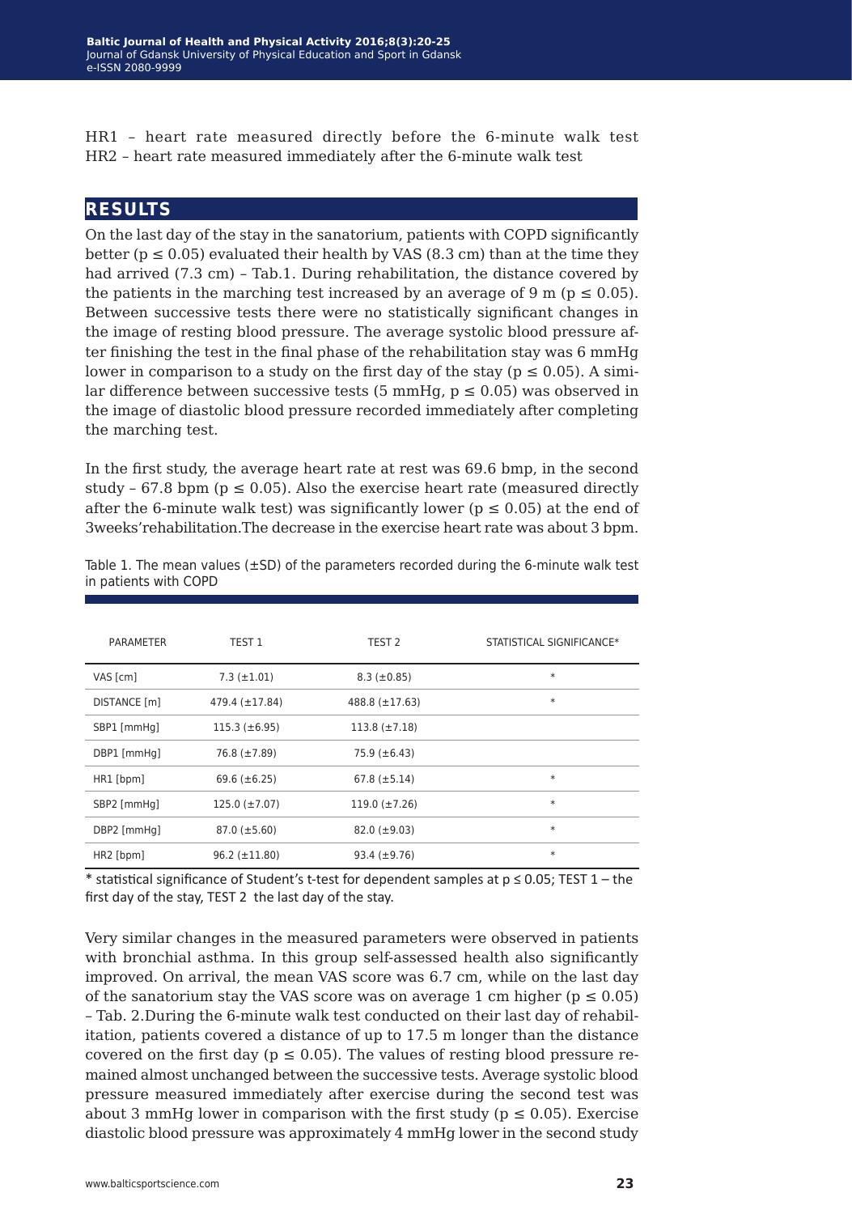HR1 – heart rate measured directly before the 6-minute walk test
HR2 – heart rate measured immediately after the 6-minute walk test

## RESULTS

On the last day of the stay in the sanatorium, patients with COPD significantly better ($p \leq 0.05$) evaluated their health by VAS (8.3 cm) than at the time they had arrived (7.3 cm) – Tab.1. During rehabilitation, the distance covered by the patients in the marching test increased by an average of 9 m ($p \leq 0.05$). Between successive tests there were no statistically significant changes in the image of resting blood pressure. The average systolic blood pressure after finishing the test in the final phase of the rehabilitation stay was 6 mmHg lower in comparison to a study on the first day of the stay ($p \leq 0.05$). A similar difference between successive tests (5 mmHg, $p \leq 0.05$) was observed in the image of diastolic blood pressure recorded immediately after completing the marching test.

In the first study, the average heart rate at rest was 69.6 bmp, in the second study – 67.8 bpm ($p \leq 0.05$). Also the exercise heart rate (measured directly after the 6-minute walk test) was significantly lower ($p \leq 0.05$) at the end of 3weeks'rehabilitation.The decrease in the exercise heart rate was about 3 bpm.

Table 1. The mean values (±SD) of the parameters recorded during the 6-minute walk test in patients with COPD

| PARAMETER | TEST 1 | TEST 2 | STATISTICAL SIGNIFICANCE* |
|---|---|---|---|
| VAS [cm] | 7.3 (±1.01) | 8.3 (±0.85) | * |
| DISTANCE [m] | 479.4 (±17.84) | 488.8 (±17.63) | * |
| SBP1 [mmHg] | 115.3 (±6.95) | 113.8 (±7.18) | |
| DBP1 [mmHg] | 76.8 (±7.89) | 75.9 (±6.43) | |
| HR1 [bpm] | 69.6 (±6.25) | 67.8 (±5.14) | * |
| SBP2 [mmHg] | 125.0 (±7.07) | 119.0 (±7.26) | * |
| DBP2 [mmHg] | 87.0 (±5.60) | 82.0 (±9.03) | * |
| HR2 [bpm] | 96.2 (±11.80) | 93.4 (±9.76) | * |

* statistical significance of Student's t-test for dependent samples at $p \leq 0.05$; TEST 1 – the first day of the stay, TEST 2 the last day of the stay.

Very similar changes in the measured parameters were observed in patients with bronchial asthma. In this group self-assessed health also significantly improved. On arrival, the mean VAS score was 6.7 cm, while on the last day of the sanatorium stay the VAS score was on average 1 cm higher ($p \leq 0.05$) – Tab. 2.During the 6-minute walk test conducted on their last day of rehabilitation, patients covered a distance of up to 17.5 m longer than the distance covered on the first day ($p \leq 0.05$). The values of resting blood pressure remained almost unchanged between the successive tests. Average systolic blood pressure measured immediately after exercise during the second test was about 3 mmHg lower in comparison with the first study ($p \leq 0.05$). Exercise diastolic blood pressure was approximately 4 mmHg lower in the second study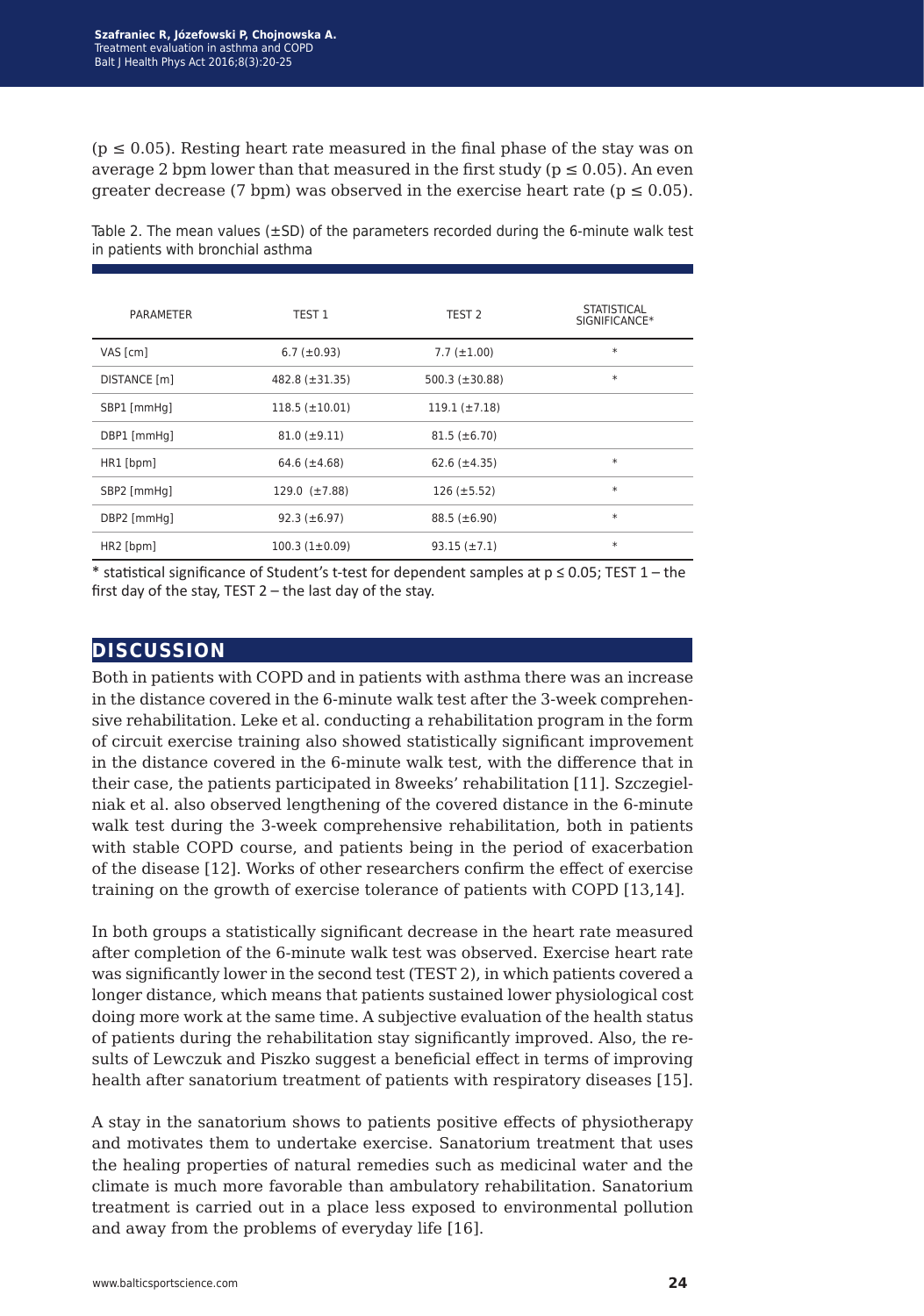($p \leq 0.05$). Resting heart rate measured in the final phase of the stay was on average 2 bpm lower than that measured in the first study ($p \leq 0.05$). An even greater decrease (7 bpm) was observed in the exercise heart rate ($p \leq 0.05$).

Table 2. The mean values (±SD) of the parameters recorded during the 6-minute walk test in patients with bronchial asthma

| PARAMETER | TEST 1 | TEST 2 | STATISTICAL SIGNIFICANCE* |
|---|---|---|---|
| VAS [cm] | 6.7 (±0.93) | 7.7 (±1.00) | * |
| DISTANCE [m] | 482.8 (±31.35) | 500.3 (±30.88) | * |
| SBP1 [mmHg] | 118.5 (±10.01) | 119.1 (±7.18) | |
| DBP1 [mmHg] | 81.0 (±9.11) | 81.5 (±6.70) | |
| HR1 [bpm] | 64.6 (±4.68) | 62.6 (±4.35) | * |
| SBP2 [mmHg] | 129.0 (±7.88) | 126 (±5.52) | * |
| DBP2 [mmHg] | 92.3 (±6.97) | 88.5 (±6.90) | * |
| HR2 [bpm] | 100.3 (1±0.09) | 93.15 (±7.1) | * |

* statistical significance of Student's t-test for dependent samples at $p \leq 0.05$; TEST 1 – the first day of the stay, TEST 2 – the last day of the stay.

## DISCUSSION

Both in patients with COPD and in patients with asthma there was an increase in the distance covered in the 6-minute walk test after the 3-week comprehensive rehabilitation. Leke et al. conducting a rehabilitation program in the form of circuit exercise training also showed statistically significant improvement in the distance covered in the 6-minute walk test, with the difference that in their case, the patients participated in 8weeks' rehabilitation [11]. Szczegielniak et al. also observed lengthening of the covered distance in the 6-minute walk test during the 3-week comprehensive rehabilitation, both in patients with stable COPD course, and patients being in the period of exacerbation of the disease [12]. Works of other researchers confirm the effect of exercise training on the growth of exercise tolerance of patients with COPD [13,14].

In both groups a statistically significant decrease in the heart rate measured after completion of the 6-minute walk test was observed. Exercise heart rate was significantly lower in the second test (TEST 2), in which patients covered a longer distance, which means that patients sustained lower physiological cost doing more work at the same time. A subjective evaluation of the health status of patients during the rehabilitation stay significantly improved. Also, the results of Lewczuk and Piszko suggest a beneficial effect in terms of improving health after sanatorium treatment of patients with respiratory diseases [15].

A stay in the sanatorium shows to patients positive effects of physiotherapy and motivates them to undertake exercise. Sanatorium treatment that uses the healing properties of natural remedies such as medicinal water and the climate is much more favorable than ambulatory rehabilitation. Sanatorium treatment is carried out in a place less exposed to environmental pollution and away from the problems of everyday life [16].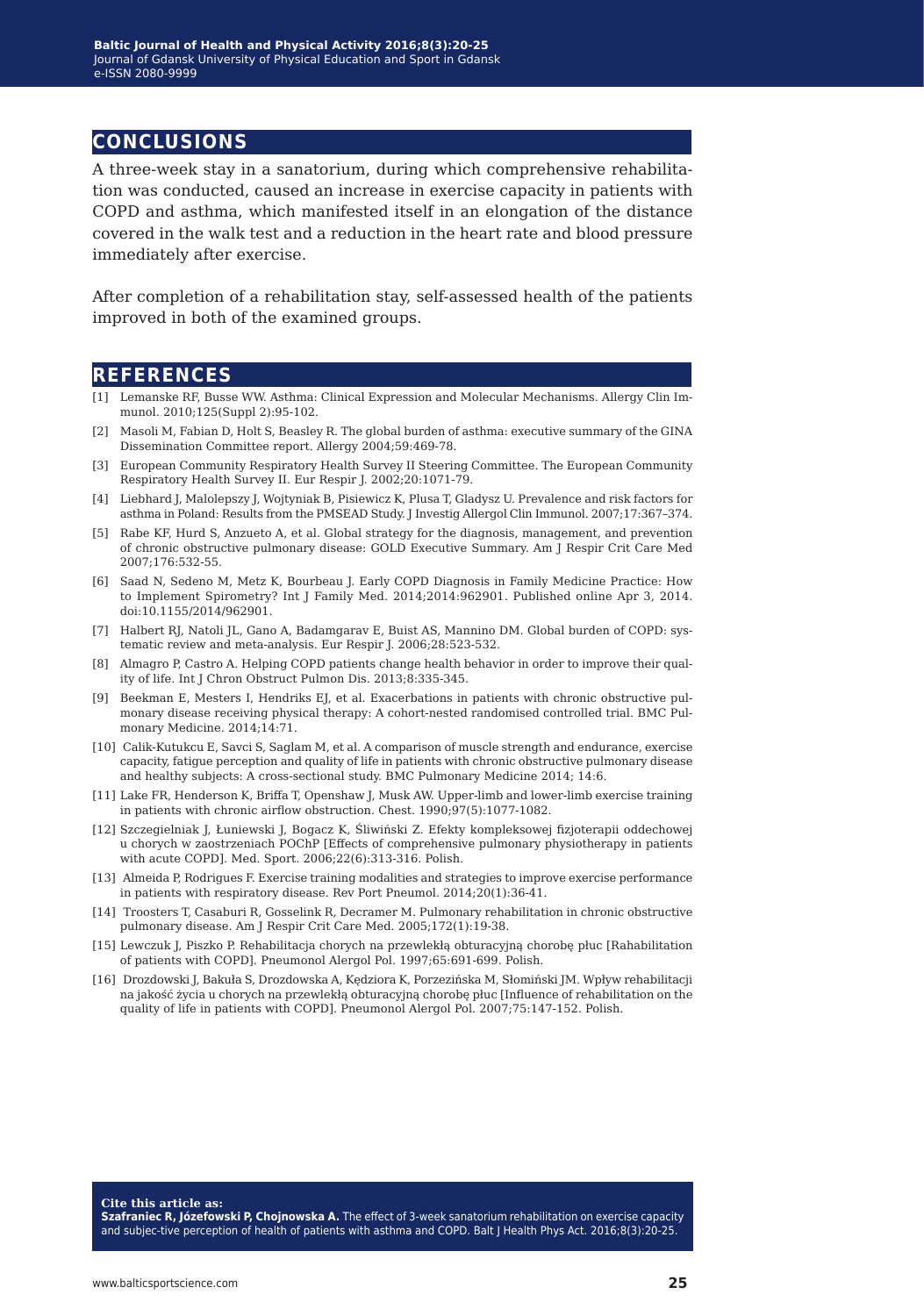## CONCLUSIONS

A three-week stay in a sanatorium, during which comprehensive rehabilitation was conducted, caused an increase in exercise capacity in patients with COPD and asthma, which manifested itself in an elongation of the distance covered in the walk test and a reduction in the heart rate and blood pressure immediately after exercise.

After completion of a rehabilitation stay, self-assessed health of the patients improved in both of the examined groups.

## REFERENCES

[1] Lemanske RF, Busse WW. Asthma: Clinical Expression and Molecular Mechanisms. Allergy Clin Immunol. 2010;125(Suppl 2):95-102.

[2] Masoli M, Fabian D, Holt S, Beasley R. The global burden of asthma: executive summary of the GINA Dissemination Committee report. Allergy 2004;59:469-78.

[3] European Community Respiratory Health Survey II Steering Committee. The European Community Respiratory Health Survey II. Eur Respir J. 2002;20:1071-79.

[4] Liebhard J, Malolepszy J, Wojtyniak B, Pisiewicz K, Plusa T, Gladysz U. Prevalence and risk factors for asthma in Poland: Results from the PMSEAD Study. J Investig Allergol Clin Immunol. 2007;17:367–374.

[5] Rabe KF, Hurd S, Anzueto A, et al. Global strategy for the diagnosis, management, and prevention of chronic obstructive pulmonary disease: GOLD Executive Summary. Am J Respir Crit Care Med 2007;176:532-55.

[6] Saad N, Sedeno M, Metz K, Bourbeau J. Early COPD Diagnosis in Family Medicine Practice: How to Implement Spirometry? Int J Family Med. 2014;2014:962901. Published online Apr 3, 2014. doi:10.1155/2014/962901.

[7] Halbert RJ, Natoli JL, Gano A, Badamgarav E, Buist AS, Mannino DM. Global burden of COPD: systematic review and meta-analysis. Eur Respir J. 2006;28:523-532.

[8] Almagro P, Castro A. Helping COPD patients change health behavior in order to improve their quality of life. Int J Chron Obstruct Pulmon Dis. 2013;8:335-345.

[9] Beekman E, Mesters I, Hendriks EJ, et al. Exacerbations in patients with chronic obstructive pulmonary disease receiving physical therapy: A cohort-nested randomised controlled trial. BMC Pulmonary Medicine. 2014;14:71.

[10] Calik-Kutukcu E, Savci S, Saglam M, et al. A comparison of muscle strength and endurance, exercise capacity, fatigue perception and quality of life in patients with chronic obstructive pulmonary disease and healthy subjects: A cross-sectional study. BMC Pulmonary Medicine 2014; 14:6.

[11] Lake FR, Henderson K, Briffa T, Openshaw J, Musk AW. Upper-limb and lower-limb exercise training in patients with chronic airflow obstruction. Chest. 1990;97(5):1077-1082.

[12] Szczegielniak J, Łuniewski J, Bogacz K, Śliwiński Z. Efekty kompleksowej fizjoterapii oddechowej u chorych w zaostrzeniach POChP [Effects of comprehensive pulmonary physiotherapy in patients with acute COPD]. Med. Sport. 2006;22(6):313-316. Polish.

[13] Almeida P, Rodrigues F. Exercise training modalities and strategies to improve exercise performance in patients with respiratory disease. Rev Port Pneumol. 2014;20(1):36-41.

[14] Troosters T, Casaburi R, Gosselink R, Decramer M. Pulmonary rehabilitation in chronic obstructive pulmonary disease. Am J Respir Crit Care Med. 2005;172(1):19-38.

[15] Lewczuk J, Piszko P. Rehabilitacja chorych na przewlekłą obturacyjną chorobę płuc [Rahabilitation of patients with COPD]. Pneumonol Alergol Pol. 1997;65:691-699. Polish.

[16] Drozdowski J, Bakuła S, Drozdowska A, Kędziora K, Porzezińska M, Słomiński JM. Wpływ rehabilitacji na jakość życia u chorych na przewlekłą obturacyjną chorobę płuc [Influence of rehabilitation on the quality of life in patients with COPD]. Pneumonol Alergol Pol. 2007;75:147-152. Polish.

**Cite this article as:**
**Szafraniec R, Józefowski P, Chojnowska A.** The effect of 3-week sanatorium rehabilitation on exercise capacity and subjec-tive perception of health of patients with asthma and COPD. Balt J Health Phys Act. 2016;8(3):20-25.